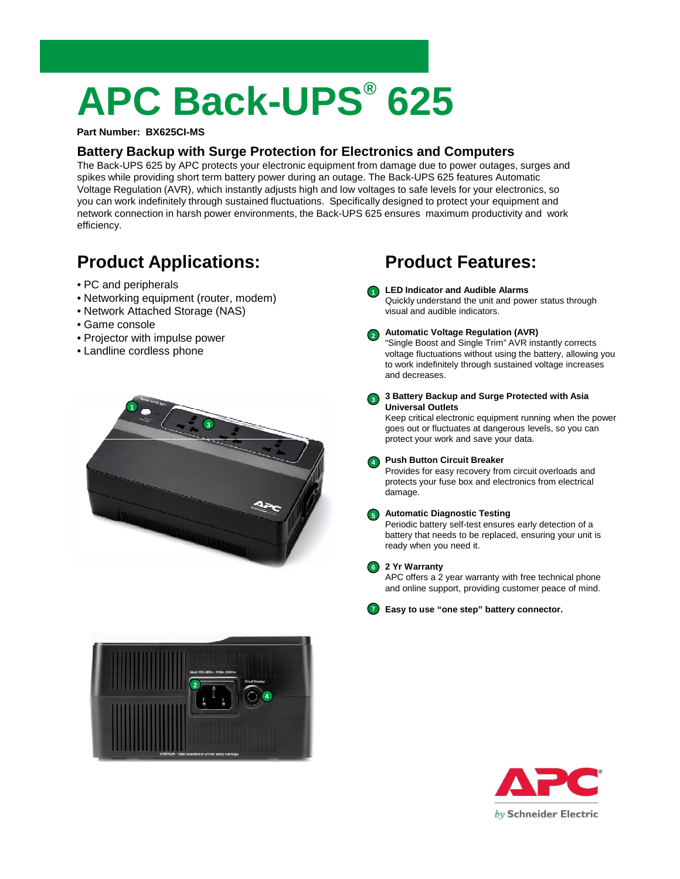# APC Back-UPS® 625

**Part Number: BX625CI-MS**

## Battery Backup with Surge Protection for Electronics and Computers

The Back-UPS 625 by APC protects your electronic equipment from damage due to power outages, surges and spikes while providing short term battery power during an outage. The Back-UPS 625 features Automatic Voltage Regulation (AVR), which instantly adjusts high and low voltages to safe levels for your electronics, so you can work indefinitely through sustained fluctuations. Specifically designed to protect your equipment and network connection in harsh power environments, the Back-UPS 625 ensures maximum productivity and work efficiency.

## Product Applications:

- PC and peripherals
- Networking equipment (router, modem)
- Network Attached Storage (NAS)
- Game console
- Projector with impulse power
- Landline cordless phone

## Product Features:

1. **LED Indicator and Audible Alarms**
   Quickly understand the unit and power status through visual and audible indicators.

2. **Automatic Voltage Regulation (AVR)**
   "Single Boost and Single Trim" AVR instantly corrects voltage fluctuations without using the battery, allowing you to work indefinitely through sustained voltage increases and decreases.

3. **3 Battery Backup and Surge Protected with Asia Universal Outlets**
   Keep critical electronic equipment running when the power goes out or fluctuates at dangerous levels, so you can protect your work and save your data.

4. **Push Button Circuit Breaker**
   Provides for easy recovery from circuit overloads and protects your fuse box and electronics from electrical damage.

5. **Automatic Diagnostic Testing**
   Periodic battery self-test ensures early detection of a battery that needs to be replaced, ensuring your unit is ready when you need it.

6. **2 Yr Warranty**
   APC offers a 2 year warranty with free technical phone and online support, providing customer peace of mind.

7. **Easy to use "one step" battery connector.**

APC by Schneider Electric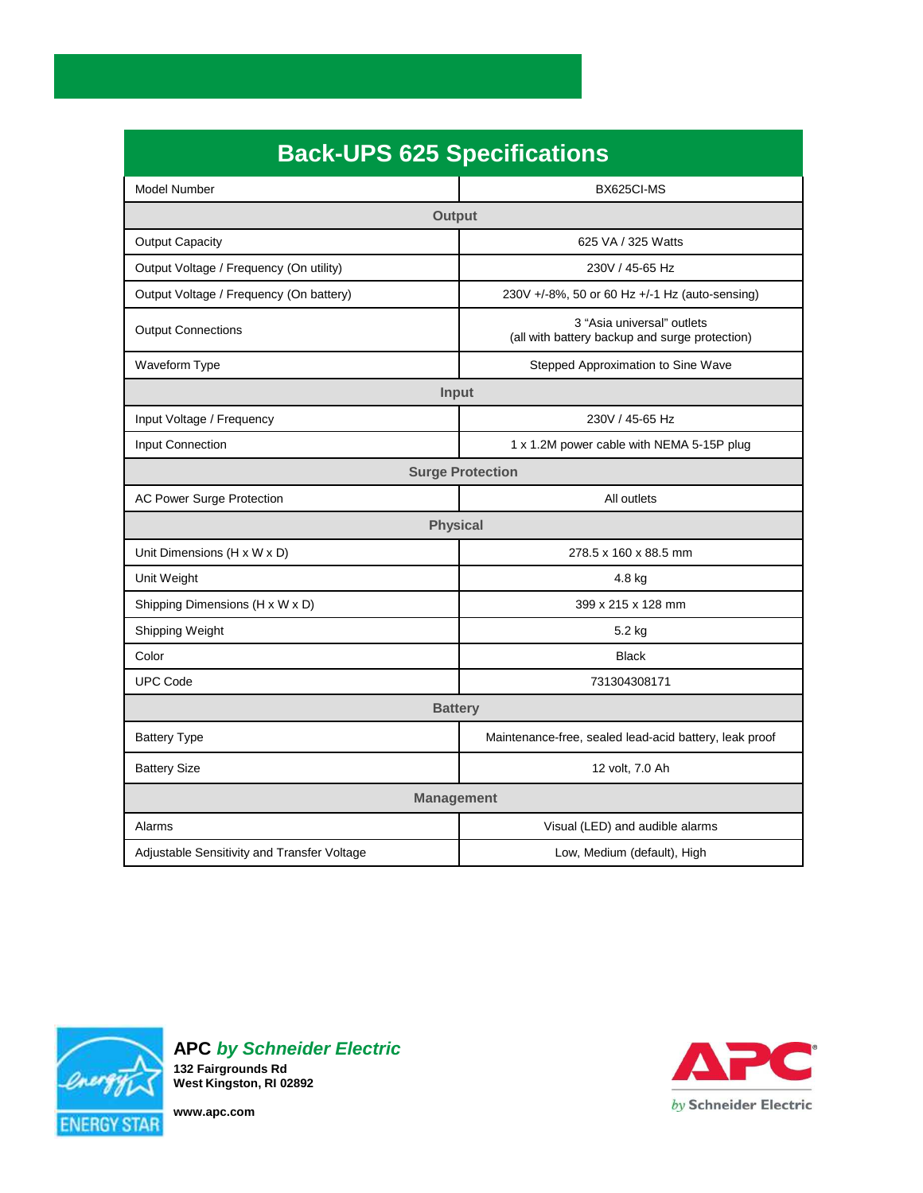# Back-UPS 625 Specifications

| | |
|---|---|
| Model Number | BX625CI-MS |
| **Output** | |
| Output Capacity | 625 VA / 325 Watts |
| Output Voltage / Frequency (On utility) | 230V / 45-65 Hz |
| Output Voltage / Frequency (On battery) | 230V +/-8%, 50 or 60 Hz +/-1 Hz (auto-sensing) |
| Output Connections | 3 "Asia universal" outlets (all with battery backup and surge protection) |
| Waveform Type | Stepped Approximation to Sine Wave |
| **Input** | |
| Input Voltage / Frequency | 230V / 45-65 Hz |
| Input Connection | 1 x 1.2M power cable with NEMA 5-15P plug |
| **Surge Protection** | |
| AC Power Surge Protection | All outlets |
| **Physical** | |
| Unit Dimensions (H x W x D) | 278.5 x 160 x 88.5 mm |
| Unit Weight | 4.8 kg |
| Shipping Dimensions (H x W x D) | 399 x 215 x 128 mm |
| Shipping Weight | 5.2 kg |
| Color | Black |
| UPC Code | 731304308171 |
| **Battery** | |
| Battery Type | Maintenance-free, sealed lead-acid battery, leak proof |
| Battery Size | 12 volt, 7.0 Ah |
| **Management** | |
| Alarms | Visual (LED) and audible alarms |
| Adjustable Sensitivity and Transfer Voltage | Low, Medium (default), High |

**APC** ***by Schneider Electric***
**132 Fairgrounds Rd**
**West Kingston, RI 02892**

**www.apc.com**